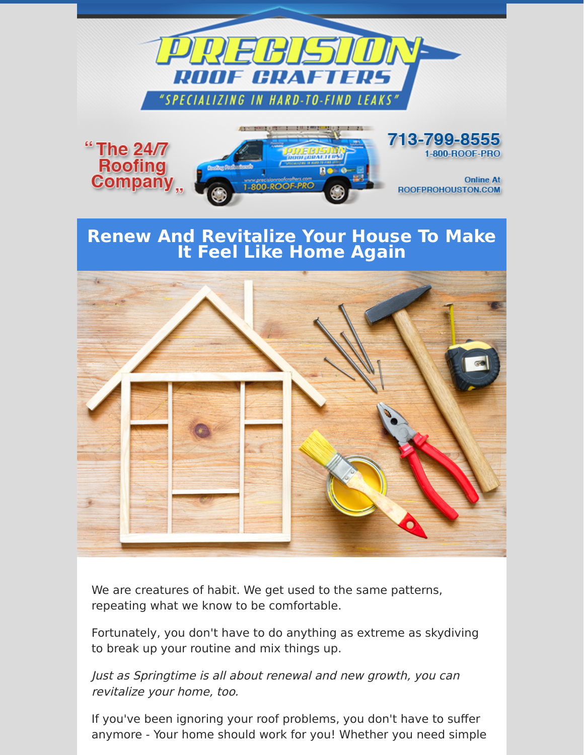# PRECISION ROOF CRAFTERS

"SPECIALIZING IN HARD-TO-FIND LEAKS"

"The 24/7 Roofing Company"

713-799-8555
1-800-ROOF-PRO

Online At
ROOFPROHOUSTON.COM

## Renew And Revitalize Your House To Make It Feel Like Home Again

We are creatures of habit. We get used to the same patterns, repeating what we know to be comfortable.

Fortunately, you don't have to do anything as extreme as skydiving to break up your routine and mix things up.

*Just as Springtime is all about renewal and new growth, you can revitalize your home, too.*

If you've been ignoring your roof problems, you don't have to suffer anymore - Your home should work for you! Whether you need simple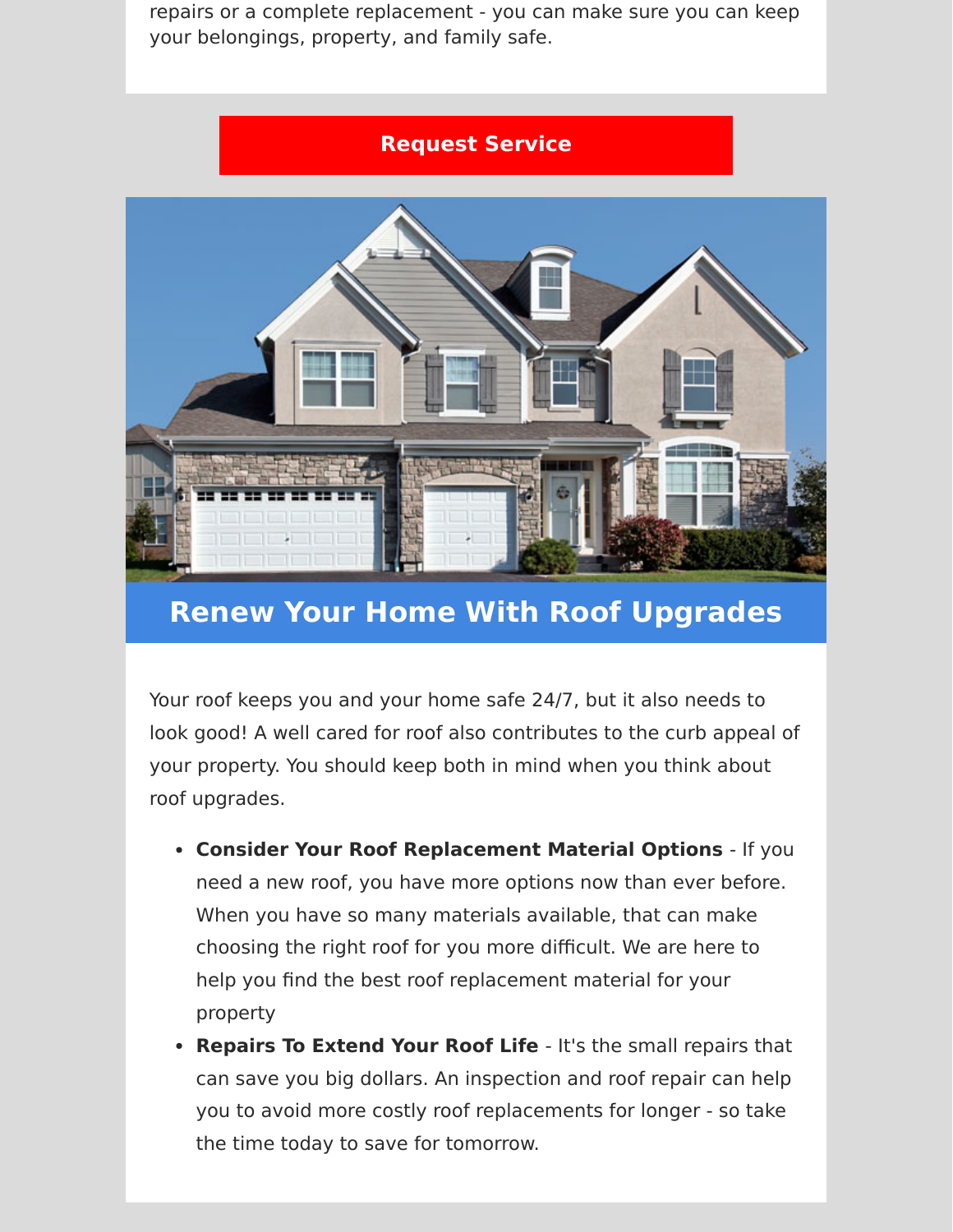repairs or a complete replacement - you can make sure you can keep your belongings, property, and family safe.

Request Service

## Renew Your Home With Roof Upgrades

Your roof keeps you and your home safe 24/7, but it also needs to look good! A well cared for roof also contributes to the curb appeal of your property. You should keep both in mind when you think about roof upgrades.

- **Consider Your Roof Replacement Material Options** - If you need a new roof, you have more options now than ever before. When you have so many materials available, that can make choosing the right roof for you more difficult. We are here to help you find the best roof replacement material for your property
- **Repairs To Extend Your Roof Life** - It's the small repairs that can save you big dollars. An inspection and roof repair can help you to avoid more costly roof replacements for longer - so take the time today to save for tomorrow.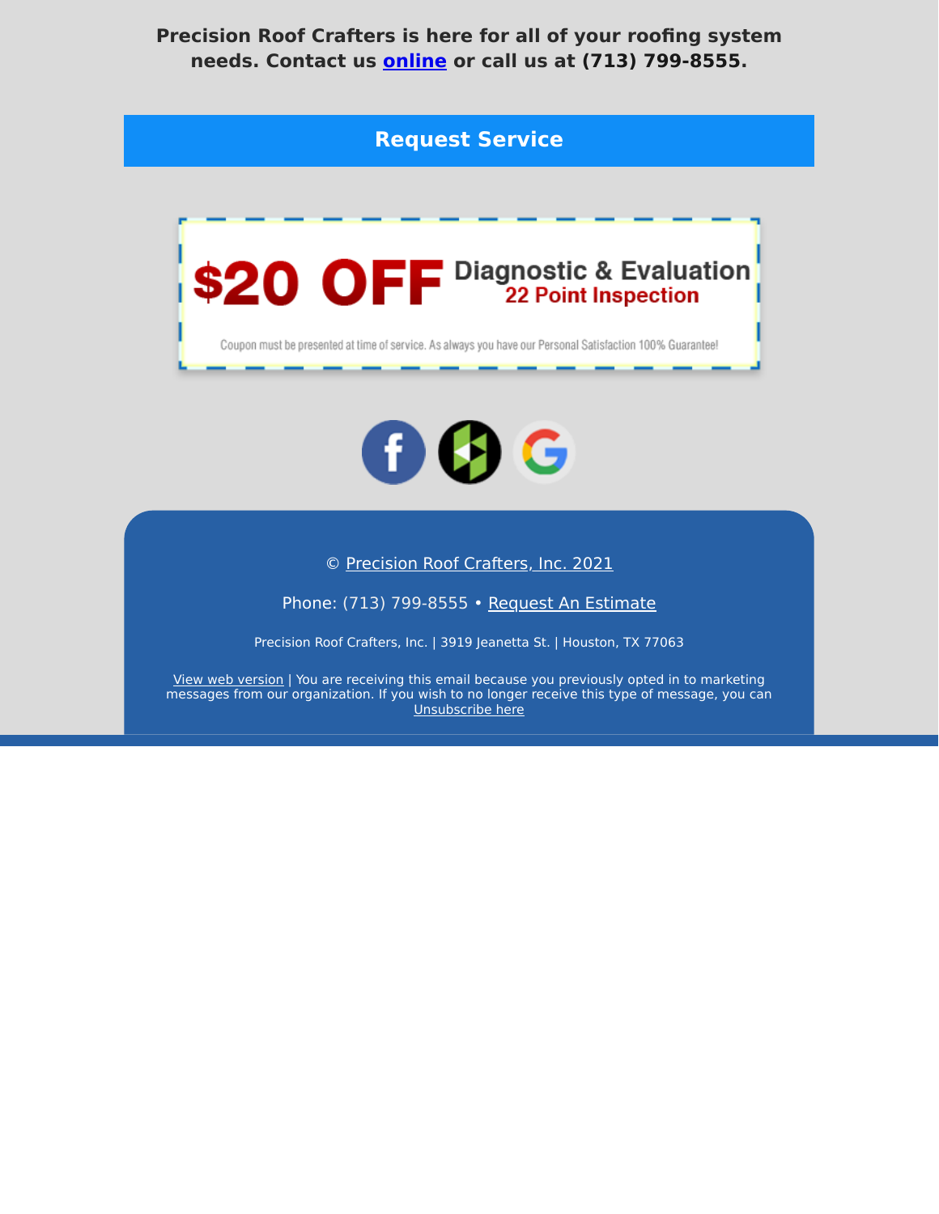**Precision Roof Crafters is here for all of your roofing system needs. Contact us online or call us at (713) 799-8555.**

**Request Service**

**$20 OFF Diagnostic & Evaluation**
**22 Point Inspection**

Coupon must be presented at time of service. As always you have our Personal Satisfaction 100% Guarantee!

© Precision Roof Crafters, Inc. 2021

Phone: (713) 799-8555 • Request An Estimate

Precision Roof Crafters, Inc. | 3919 Jeanetta St. | Houston, TX 77063

View web version | You are receiving this email because you previously opted in to marketing messages from our organization. If you wish to no longer receive this type of message, you can Unsubscribe here